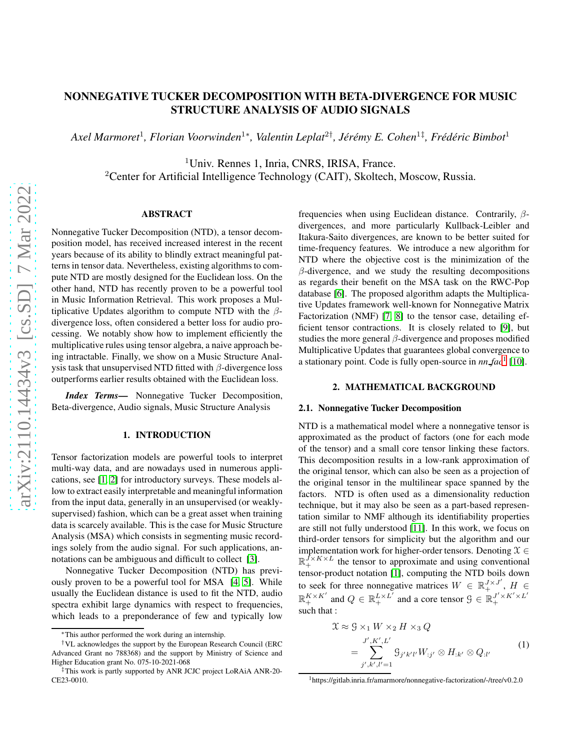# NONNEGATIVE TUCKER DECOMPOSITION WITH BETA-DIVERGENCE FOR MUSIC STRUCTURE ANALYSIS OF AUDIO SIGNALS

*Axel Marmoret*[1], *Florian Voorwinden*[1*], *Valentin Leplat*[2†], *Jérémy E. Cohen*[1‡], *Frédéric Bimbot*[1]

[1]Univ. Rennes 1, Inria, CNRS, IRISA, France.
[2]Center for Artificial Intelligence Technology (CAIT), Skoltech, Moscow, Russia.

## ABSTRACT

Nonnegative Tucker Decomposition (NTD), a tensor decomposition model, has received increased interest in the recent years because of its ability to blindly extract meaningful patterns in tensor data. Nevertheless, existing algorithms to compute NTD are mostly designed for the Euclidean loss. On the other hand, NTD has recently proven to be a powerful tool in Music Information Retrieval. This work proposes a Multiplicative Updates algorithm to compute NTD with the $\beta$-divergence loss, often considered a better loss for audio processing. We notably show how to implement efficiently the multiplicative rules using tensor algebra, a naive approach being intractable. Finally, we show on a Music Structure Analysis task that unsupervised NTD fitted with $\beta$-divergence loss outperforms earlier results obtained with the Euclidean loss.

***Index Terms*—** Nonnegative Tucker Decomposition, Beta-divergence, Audio signals, Music Structure Analysis

## 1. INTRODUCTION

Tensor factorization models are powerful tools to interpret multi-way data, and are nowadays used in numerous applications, see [1, 2] for introductory surveys. These models allow to extract easily interpretable and meaningful information from the input data, generally in an unsupervised (or weakly-supervised) fashion, which can be a great asset when training data is scarcely available. This is the case for Music Structure Analysis (MSA) which consists in segmenting music recordings solely from the audio signal. For such applications, annotations can be ambiguous and difficult to collect [3].

Nonnegative Tucker Decomposition (NTD) has previously proven to be a powerful tool for MSA [4, 5]. While usually the Euclidean distance is used to fit the NTD, audio spectra exhibit large dynamics with respect to frequencies, which leads to a preponderance of few and typically low frequencies when using Euclidean distance. Contrarily, $\beta$-divergences, and more particularly Kullback-Leibler and Itakura-Saito divergences, are known to be better suited for time-frequency features. We introduce a new algorithm for NTD where the objective cost is the minimization of the $\beta$-divergence, and we study the resulting decompositions as regards their benefit on the MSA task on the RWC-Pop database [6]. The proposed algorithm adapts the Multiplicative Updates framework well-known for Nonnegative Matrix Factorization (NMF) [7, 8] to the tensor case, detailing efficient tensor contractions. It is closely related to [9], but studies the more general $\beta$-divergence and proposes modified Multiplicative Updates that guarantees global convergence to a stationary point. Code is fully open-source in *nn_fac*[1] [10].

## 2. MATHEMATICAL BACKGROUND

### 2.1. Nonnegative Tucker Decomposition

NTD is a mathematical model where a nonnegative tensor is approximated as the product of factors (one for each mode of the tensor) and a small core tensor linking these factors. This decomposition results in a low-rank approximation of the original tensor, which can also be seen as a projection of the original tensor in the multilinear space spanned by the factors. NTD is often used as a dimensionality reduction technique, but it may also be seen as a part-based representation similar to NMF although its identifiability properties are still not fully understood [11]. In this work, we focus on third-order tensors for simplicity but the algorithm and our implementation work for higher-order tensors. Denoting $\mathcal{X} \in \mathbb{R}_+^{J \times K \times L}$ the tensor to approximate and using conventional tensor-product notation [1], computing the NTD boils down to seek for three nonnegative matrices $W \in \mathbb{R}_+^{J \times J'}$, $H \in \mathbb{R}_+^{K \times K'}$ and $Q \in \mathbb{R}_+^{L \times L'}$ and a core tensor $\mathcal{G} \in \mathbb{R}_+^{J' \times K' \times L'}$ such that :

$$
\begin{aligned}
\mathcal{X} &\approx \mathcal{G} \times_1 W \times_2 H \times_3 Q \\
&= \sum_{j',k',l'=1}^{J',K',L'} \mathcal{G}_{j'k'l'} W_{:j'} \otimes H_{:k'} \otimes Q_{:l'}
\end{aligned} \tag{1}
$$

---

*This author performed the work during an internship.

†VL acknowledges the support by the European Research Council (ERC Advanced Grant no 788368) and the support by Ministry of Science and Higher Education grant No. 075-10-2021-068

‡This work is partly supported by ANR JCJC project LoRAiA ANR-20-CE23-0010.

[1]https://gitlab.inria.fr/amarmore/nonnegative-factorization/-/tree/v0.2.0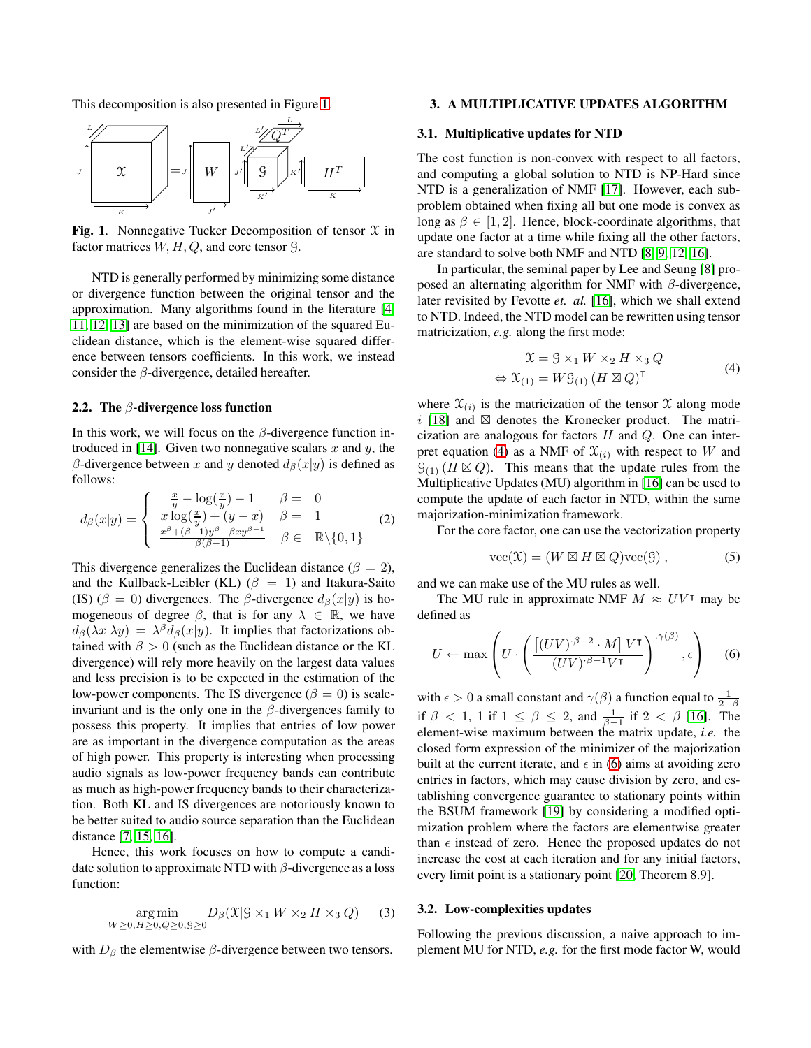This decomposition is also presented in Figure 1.

**Fig. 1**. Nonnegative Tucker Decomposition of tensor $\mathcal{X}$ in factor matrices $W, H, Q$, and core tensor $\mathcal{G}$.

NTD is generally performed by minimizing some distance or divergence function between the original tensor and the approximation. Many algorithms found in the literature [4, 11, 12, 13] are based on the minimization of the squared Euclidean distance, which is the element-wise squared difference between tensors coefficients. In this work, we instead consider the $\beta$-divergence, detailed hereafter.

### 2.2. The $\beta$-divergence loss function

In this work, we will focus on the $\beta$-divergence function introduced in [14]. Given two nonnegative scalars $x$ and $y$, the $\beta$-divergence between $x$ and $y$ denoted $d_\beta(x|y)$ is defined as follows:

$$d_\beta(x|y) = \begin{cases} \frac{x}{y} - \log(\frac{x}{y}) - 1 & \beta = 0 \\ x\log(\frac{x}{y}) + (y - x) & \beta = 1 \\ \frac{x^\beta + (\beta-1)y^\beta - \beta x y^{\beta-1}}{\beta(\beta-1)} & \beta \in \mathbb{R}\backslash\{0,1\} \end{cases} \tag{2}$$

This divergence generalizes the Euclidean distance ($\beta = 2$), and the Kullback-Leibler (KL) ($\beta = 1$) and Itakura-Saito (IS) ($\beta = 0$) divergences. The $\beta$-divergence $d_\beta(x|y)$ is homogeneous of degree $\beta$, that is for any $\lambda \in \mathbb{R}$, we have $d_\beta(\lambda x|\lambda y) = \lambda^\beta d_\beta(x|y)$. It implies that factorizations obtained with $\beta > 0$ (such as the Euclidean distance or the KL divergence) will rely more heavily on the largest data values and less precision is to be expected in the estimation of the low-power components. The IS divergence ($\beta = 0$) is scale-invariant and is the only one in the $\beta$-divergences family to possess this property. It implies that entries of low power are as important in the divergence computation as the areas of high power. This property is interesting when processing audio signals as low-power frequency bands can contribute as much as high-power frequency bands to their characterization. Both KL and IS divergences are notoriously known to be better suited to audio source separation than the Euclidean distance [7, 15, 16].

Hence, this work focuses on how to compute a candidate solution to approximate NTD with $\beta$-divergence as a loss function:

$$\underset{W\geq 0, H\geq 0, Q\geq 0, \mathcal{G}\geq 0}{\arg\min} \quad D_\beta(\mathcal{X}|\mathcal{G} \times_1 W \times_2 H \times_3 Q) \tag{3}$$

with $D_\beta$ the elementwise $\beta$-divergence between two tensors.

## 3. A MULTIPLICATIVE UPDATES ALGORITHM

### 3.1. Multiplicative updates for NTD

The cost function is non-convex with respect to all factors, and computing a global solution to NTD is NP-Hard since NTD is a generalization of NMF [17]. However, each subproblem obtained when fixing all but one mode is convex as long as $\beta \in [1, 2]$. Hence, block-coordinate algorithms, that update one factor at a time while fixing all the other factors, are standard to solve both NMF and NTD [8, 9, 12, 16].

In particular, the seminal paper by Lee and Seung [8] proposed an alternating algorithm for NMF with $\beta$-divergence, later revisited by Fevotte *et. al.* [16], which we shall extend to NTD. Indeed, the NTD model can be rewritten using tensor matricization, *e.g.* along the first mode:

$$\begin{aligned} \mathcal{X} &= \mathcal{G} \times_1 W \times_2 H \times_3 Q \\ \Leftrightarrow \mathcal{X}_{(1)} &= W \mathcal{G}_{(1)} (H \boxtimes Q)^\intercal \end{aligned} \tag{4}$$

where $\mathcal{X}_{(i)}$ is the matricization of the tensor $\mathcal{X}$ along mode $i$ [18] and $\boxtimes$ denotes the Kronecker product. The matricization are analogous for factors $H$ and $Q$. One can interpret equation (4) as a NMF of $\mathcal{X}_{(i)}$ with respect to $W$ and $\mathcal{G}_{(1)} (H \boxtimes Q)$. This means that the update rules from the Multiplicative Updates (MU) algorithm in [16] can be used to compute the update of each factor in NTD, within the same majorization-minimization framework.

For the core factor, one can use the vectorization property

$$\text{vec}(\mathcal{X}) = (W \boxtimes H \boxtimes Q)\text{vec}(\mathcal{G}) \ , \tag{5}$$

and we can make use of the MU rules as well.

The MU rule in approximate NMF $M \approx UV^\intercal$ may be defined as

$$U \leftarrow \max\left( U \cdot \left( \frac{\left[ (UV)^{\cdot\beta-2} \cdot M \right] V^\intercal}{(UV)^{\cdot\beta-1} V^\intercal} \right)^{\cdot\gamma(\beta)}, \epsilon \right) \tag{6}$$

with $\epsilon > 0$ a small constant and $\gamma(\beta)$ a function equal to $\frac{1}{2-\beta}$ if $\beta < 1$, 1 if $1 \leq \beta \leq 2$, and $\frac{1}{\beta-1}$ if $2 < \beta$ [16]. The element-wise maximum between the matrix update, *i.e.* the closed form expression of the minimizer of the majorization built at the current iterate, and $\epsilon$ in (6) aims at avoiding zero entries in factors, which may cause division by zero, and establishing convergence guarantee to stationary points within the BSUM framework [19] by considering a modified optimization problem where the factors are elementwise greater than $\epsilon$ instead of zero. Hence the proposed updates do not increase the cost at each iteration and for any initial factors, every limit point is a stationary point [20, Theorem 8.9].

### 3.2. Low-complexities updates

Following the previous discussion, a naive approach to implement MU for NTD, *e.g.* for the first mode factor W, would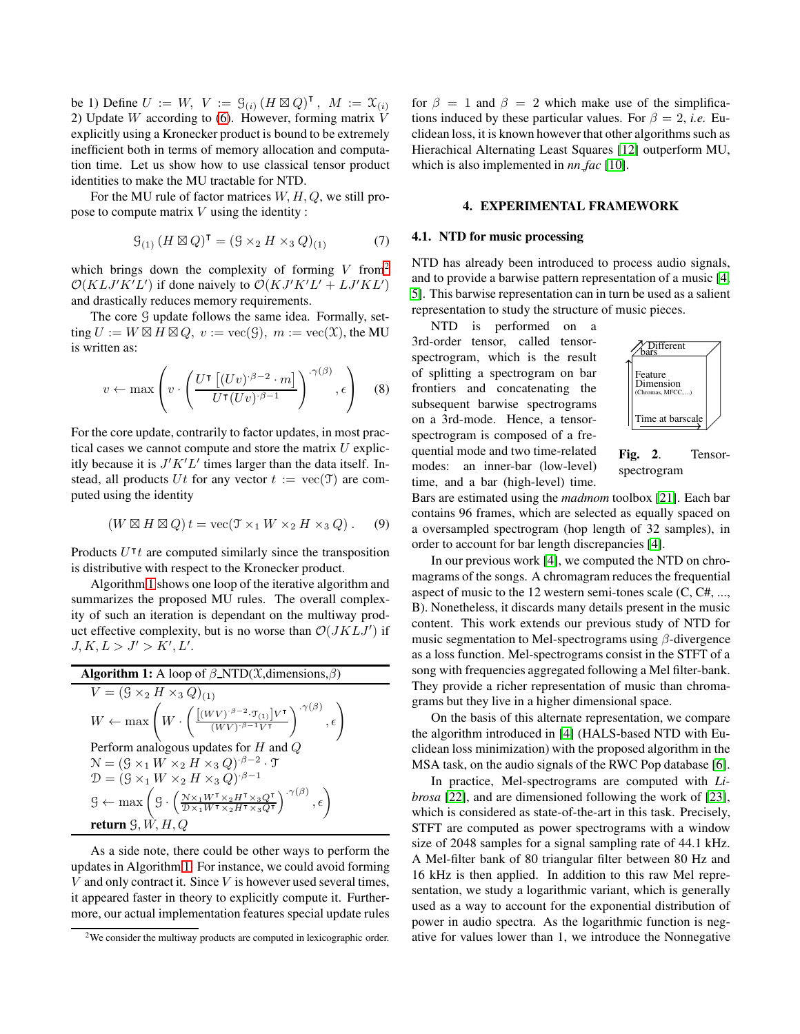be 1) Define $U := W,\ V := \mathcal{G}_{(i)} (H \boxtimes Q)^\intercal,\ M := \mathcal{X}_{(i)}$ 2) Update $W$ according to (6). However, forming matrix $V$ explicitly using a Kronecker product is bound to be extremely inefficient both in terms of memory allocation and computation time. Let us show how to use classical tensor product identities to make the MU tractable for NTD.

For the MU rule of factor matrices $W, H, Q$, we still propose to compute matrix $V$ using the identity :

$$\mathcal{G}_{(1)} (H \boxtimes Q)^\intercal = (\mathcal{G} \times_2 H \times_3 Q)_{(1)} \tag{7}$$

which brings down the complexity of forming $V$ from[2] $\mathcal{O}(KLJ'K'L')$ if done naively to $\mathcal{O}(KJ'K'L' + LJ'KL')$ and drastically reduces memory requirements.

The core $\mathcal{G}$ update follows the same idea. Formally, setting $U := W \boxtimes H \boxtimes Q,\ v := \text{vec}(\mathcal{G}),\ m := \text{vec}(\mathcal{X})$, the MU is written as:

$$v \leftarrow \max\left(v \cdot \left(\frac{U^\intercal \left[(Uv)^{\cdot\beta-2} \cdot m\right]}{U^\intercal (Uv)^{\cdot\beta-1}}\right)^{\cdot\gamma(\beta)}, \epsilon\right) \tag{8}$$

For the core update, contrarily to factor updates, in most practical cases we cannot compute and store the matrix $U$ explicitly because it is $J'K'L'$ times larger than the data itself. Instead, all products $Ut$ for any vector $t := \text{vec}(\mathcal{T})$ are computed using the identity

$$(W \boxtimes H \boxtimes Q)\, t = \text{vec}(\mathcal{T} \times_1 W \times_2 H \times_3 Q)\,. \tag{9}$$

Products $U^\intercal t$ are computed similarly since the transposition is distributive with respect to the Kronecker product.

Algorithm 1 shows one loop of the iterative algorithm and summarizes the proposed MU rules. The overall complexity of such an iteration is dependant on the multiway product effective complexity, but is no worse than $\mathcal{O}(JKLJ')$ if $J, K, L > J' > K', L'$.

**Algorithm 1:** A loop of β_NTD($\mathcal{X}$,dimensions,$\beta$)

$V = (\mathcal{G} \times_2 H \times_3 Q)_{(1)}$

$W \leftarrow \max\left(W \cdot \left(\frac{\left[(WV)^{\cdot\beta-2} \cdot \mathcal{T}_{(1)}\right] V^\intercal}{(WV)^{\cdot\beta-1} V^\intercal}\right)^{\cdot\gamma(\beta)}, \epsilon\right)$

Perform analogous updates for $H$ and $Q$

$\mathcal{N} = (\mathcal{G} \times_1 W \times_2 H \times_3 Q)^{\cdot\beta-2} \cdot \mathcal{T}$

$\mathcal{D} = (\mathcal{G} \times_1 W \times_2 H \times_3 Q)^{\cdot\beta-1}$

$\mathcal{G} \leftarrow \max\left(\mathcal{G} \cdot \left(\frac{\mathcal{N} \times_1 W^\intercal \times_2 H^\intercal \times_3 Q^\intercal}{\mathcal{D} \times_1 W^\intercal \times_2 H^\intercal \times_3 Q^\intercal}\right)^{\cdot\gamma(\beta)}, \epsilon\right)$

**return** $\mathcal{G}, W, H, Q$

As a side note, there could be other ways to perform the updates in Algorithm 1. For instance, we could avoid forming $V$ and only contract it. Since $V$ is however used several times, it appeared faster in theory to explicitly compute it. Furthermore, our actual implementation features special update rules for $\beta = 1$ and $\beta = 2$ which make use of the simplifications induced by these particular values. For $\beta = 2$, *i.e.* Euclidean loss, it is known however that other algorithms such as Hierachical Alternating Least Squares [12] outperform MU, which is also implemented in *nn_fac* [10].

[2] We consider the multiway products are computed in lexicographic order.

## 4. EXPERIMENTAL FRAMEWORK

### 4.1. NTD for music processing

NTD has already been introduced to process audio signals, and to provide a barwise pattern representation of a music [4, 5]. This barwise representation can in turn be used as a salient representation to study the structure of music pieces.

NTD is performed on a 3rd-order tensor, called tensor-spectrogram, which is the result of splitting a spectrogram on bar frontiers and concatenating the subsequent barwise spectrograms on a 3rd-mode. Hence, a tensor-spectrogram is composed of a frequential mode and two time-related modes: an inner-bar (low-level) time, and a bar (high-level) time.

**Fig. 2**. Tensor-spectrogram

Bars are estimated using the *madmom* toolbox [21]. Each bar contains 96 frames, which are selected as equally spaced on a oversampled spectrogram (hop length of 32 samples), in order to account for bar length discrepancies [4].

In our previous work [4], we computed the NTD on chromagrams of the songs. A chromagram reduces the frequential aspect of music to the 12 western semi-tones scale (C, C#, ..., B). Nonetheless, it discards many details present in the music content. This work extends our previous study of NTD for music segmentation to Mel-spectrograms using $\beta$-divergence as a loss function. Mel-spectrograms consist in the STFT of a song with frequencies aggregated following a Mel filter-bank. They provide a richer representation of music than chromagrams but they live in a higher dimensional space.

On the basis of this alternate representation, we compare the algorithm introduced in [4] (HALS-based NTD with Euclidean loss minimization) with the proposed algorithm in the MSA task, on the audio signals of the RWC Pop database [6].

In practice, Mel-spectrograms are computed with *Librosa* [22], and are dimensioned following the work of [23], which is considered as state-of-the-art in this task. Precisely, STFT are computed as power spectrograms with a window size of 2048 samples for a signal sampling rate of 44.1 kHz. A Mel-filter bank of 80 triangular filter between 80 Hz and 16 kHz is then applied. In addition to this raw Mel representation, we study a logarithmic variant, which is generally used as a way to account for the exponential distribution of power in audio spectra. As the logarithmic function is negative for values lower than 1, we introduce the Nonnegative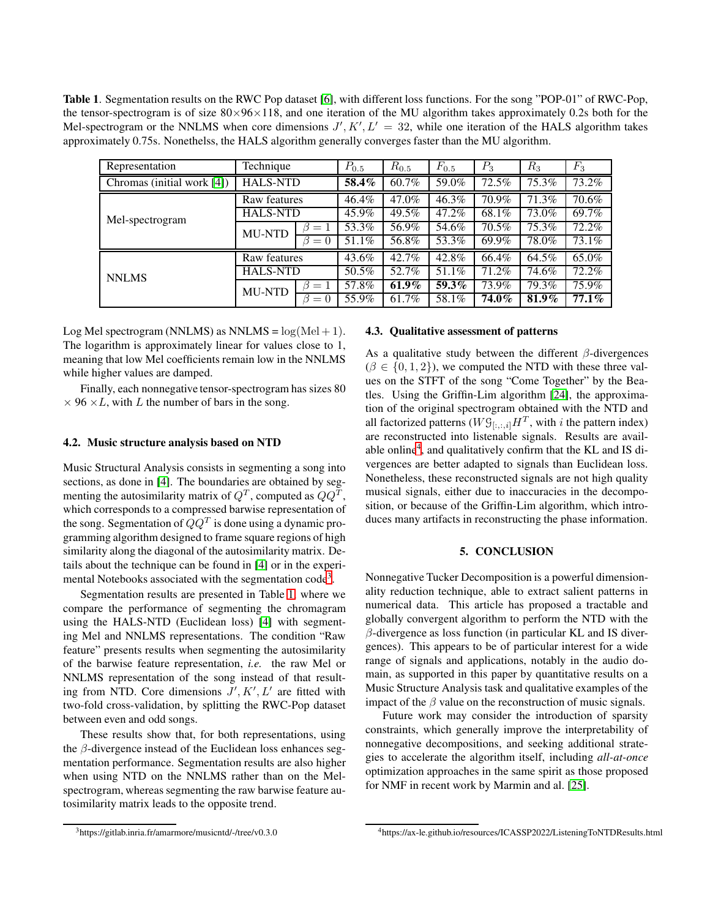**Table 1**. Segmentation results on the RWC Pop dataset [6], with different loss functions. For the song "POP-01" of RWC-Pop, the tensor-spectrogram is of size 80×96×118, and one iteration of the MU algorithm takes approximately 0.2s both for the Mel-spectrogram or the NNLMS when core dimensions $J', K', L' = 32$, while one iteration of the HALS algorithm takes approximately 0.75s. Nonethelss, the HALS algorithm generally converges faster than the MU algorithm.

| Representation | Technique | | $P_{0.5}$ | $R_{0.5}$ | $F_{0.5}$ | $P_3$ | $R_3$ | $F_3$ |
|---|---|---|---|---|---|---|---|---|
| Chromas (initial work [4]) | HALS-NTD | | **58.4%** | 60.7% | 59.0% | 72.5% | 75.3% | 73.2% |
| Mel-spectrogram | Raw features | | 46.4% | 47.0% | 46.3% | 70.9% | 71.3% | 70.6% |
| | HALS-NTD | | 45.9% | 49.5% | 47.2% | 68.1% | 73.0% | 69.7% |
| | MU-NTD | $\beta = 1$ | 53.3% | 56.9% | 54.6% | 70.5% | 75.3% | 72.2% |
| | | $\beta = 0$ | 51.1% | 56.8% | 53.3% | 69.9% | 78.0% | 73.1% |
| NNLMS | Raw features | | 43.6% | 42.7% | 42.8% | 66.4% | 64.5% | 65.0% |
| | HALS-NTD | | 50.5% | 52.7% | 51.1% | 71.2% | 74.6% | 72.2% |
| | MU-NTD | $\beta = 1$ | 57.8% | **61.9%** | **59.3%** | 73.9% | 79.3% | 75.9% |
| | | $\beta = 0$ | 55.9% | 61.7% | 58.1% | **74.0%** | **81.9%** | **77.1%** |

Log Mel spectrogram (NNLMS) as NNLMS = $\log(\text{Mel} + 1)$. The logarithm is approximately linear for values close to 1, meaning that low Mel coefficients remain low in the NNLMS while higher values are damped.

Finally, each nonnegative tensor-spectrogram has sizes 80 × 96 ×$L$, with $L$ the number of bars in the song.

### 4.2. Music structure analysis based on NTD

Music Structural Analysis consists in segmenting a song into sections, as done in [4]. The boundaries are obtained by segmenting the autosimilarity matrix of $Q^T$, computed as $QQ^T$, which corresponds to a compressed barwise representation of the song. Segmentation of $QQ^T$ is done using a dynamic programming algorithm designed to frame square regions of high similarity along the diagonal of the autosimilarity matrix. Details about the technique can be found in [4] or in the experimental Notebooks associated with the segmentation code[3].

Segmentation results are presented in Table 1, where we compare the performance of segmenting the chromagram using the HALS-NTD (Euclidean loss) [4] with segmenting Mel and NNLMS representations. The condition "Raw feature" presents results when segmenting the autosimilarity of the barwise feature representation, *i.e.* the raw Mel or NNLMS representation of the song instead of that resulting from NTD. Core dimensions $J', K', L'$ are fitted with two-fold cross-validation, by splitting the RWC-Pop dataset between even and odd songs.

These results show that, for both representations, using the $\beta$-divergence instead of the Euclidean loss enhances segmentation performance. Segmentation results are also higher when using NTD on the NNLMS rather than on the Mel-spectrogram, whereas segmenting the raw barwise feature autosimilarity matrix leads to the opposite trend.

### 4.3. Qualitative assessment of patterns

As a qualitative study between the different $\beta$-divergences ($\beta \in \{0, 1, 2\}$), we computed the NTD with these three values on the STFT of the song "Come Together" by the Beatles. Using the Griffin-Lim algorithm [24], the approximation of the original spectrogram obtained with the NTD and all factorized patterns ($W\mathcal{G}_{[:,:,i]}H^T$, with $i$ the pattern index) are reconstructed into listenable signals. Results are available online[4], and qualitatively confirm that the KL and IS divergences are better adapted to signals than Euclidean loss. Nonetheless, these reconstructed signals are not high quality musical signals, either due to inaccuracies in the decomposition, or because of the Griffin-Lim algorithm, which introduces many artifacts in reconstructing the phase information.

## 5. CONCLUSION

Nonnegative Tucker Decomposition is a powerful dimensionality reduction technique, able to extract salient patterns in numerical data. This article has proposed a tractable and globally convergent algorithm to perform the NTD with the $\beta$-divergence as loss function (in particular KL and IS divergences). This appears to be of particular interest for a wide range of signals and applications, notably in the audio domain, as supported in this paper by quantitative results on a Music Structure Analysis task and qualitative examples of the impact of the $\beta$ value on the reconstruction of music signals.

Future work may consider the introduction of sparsity constraints, which generally improve the interpretability of nonnegative decompositions, and seeking additional strategies to accelerate the algorithm itself, including *all-at-once* optimization approaches in the same spirit as those proposed for NMF in recent work by Marmin and al. [25].

[3] https://gitlab.inria.fr/amarmore/musicntd/-/tree/v0.3.0

[4] https://ax-le.github.io/resources/ICASSP2022/ListeningToNTDResults.html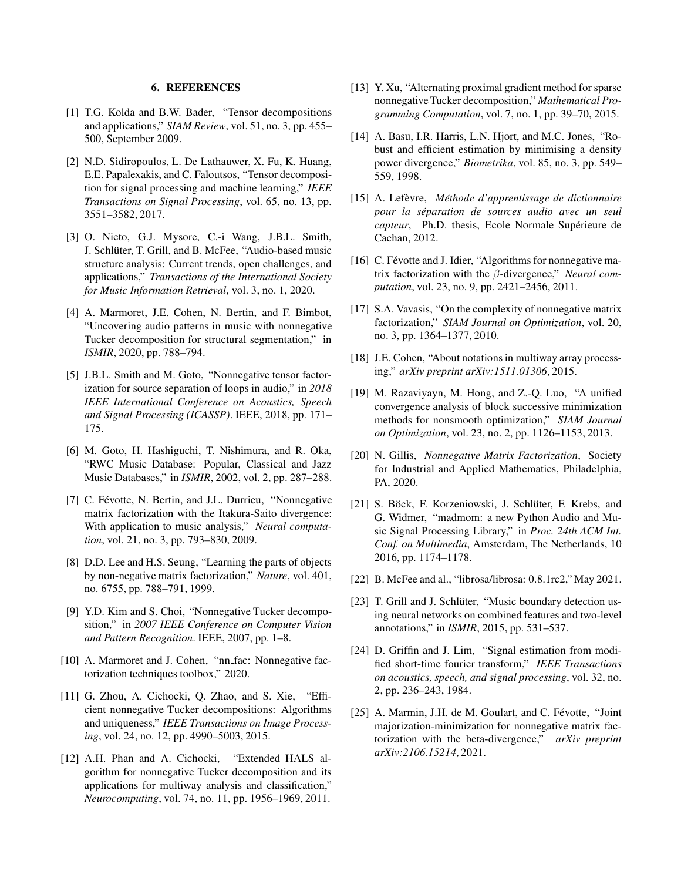## 6. REFERENCES

[1] T.G. Kolda and B.W. Bader, "Tensor decompositions and applications," *SIAM Review*, vol. 51, no. 3, pp. 455–500, September 2009.

[2] N.D. Sidiropoulos, L. De Lathauwer, X. Fu, K. Huang, E.E. Papalexakis, and C. Faloutsos, "Tensor decomposition for signal processing and machine learning," *IEEE Transactions on Signal Processing*, vol. 65, no. 13, pp. 3551–3582, 2017.

[3] O. Nieto, G.J. Mysore, C.-i Wang, J.B.L. Smith, J. Schlüter, T. Grill, and B. McFee, "Audio-based music structure analysis: Current trends, open challenges, and applications," *Transactions of the International Society for Music Information Retrieval*, vol. 3, no. 1, 2020.

[4] A. Marmoret, J.E. Cohen, N. Bertin, and F. Bimbot, "Uncovering audio patterns in music with nonnegative Tucker decomposition for structural segmentation," in *ISMIR*, 2020, pp. 788–794.

[5] J.B.L. Smith and M. Goto, "Nonnegative tensor factorization for source separation of loops in audio," in *2018 IEEE International Conference on Acoustics, Speech and Signal Processing (ICASSP)*. IEEE, 2018, pp. 171–175.

[6] M. Goto, H. Hashiguchi, T. Nishimura, and R. Oka, "RWC Music Database: Popular, Classical and Jazz Music Databases," in *ISMIR*, 2002, vol. 2, pp. 287–288.

[7] C. Févotte, N. Bertin, and J.L. Durrieu, "Nonnegative matrix factorization with the Itakura-Saito divergence: With application to music analysis," *Neural computation*, vol. 21, no. 3, pp. 793–830, 2009.

[8] D.D. Lee and H.S. Seung, "Learning the parts of objects by non-negative matrix factorization," *Nature*, vol. 401, no. 6755, pp. 788–791, 1999.

[9] Y.D. Kim and S. Choi, "Nonnegative Tucker decomposition," in *2007 IEEE Conference on Computer Vision and Pattern Recognition*. IEEE, 2007, pp. 1–8.

[10] A. Marmoret and J. Cohen, "nn_fac: Nonnegative factorization techniques toolbox," 2020.

[11] G. Zhou, A. Cichocki, Q. Zhao, and S. Xie, "Efficient nonnegative Tucker decompositions: Algorithms and uniqueness," *IEEE Transactions on Image Processing*, vol. 24, no. 12, pp. 4990–5003, 2015.

[12] A.H. Phan and A. Cichocki, "Extended HALS algorithm for nonnegative Tucker decomposition and its applications for multiway analysis and classification," *Neurocomputing*, vol. 74, no. 11, pp. 1956–1969, 2011.

[13] Y. Xu, "Alternating proximal gradient method for sparse nonnegative Tucker decomposition," *Mathematical Programming Computation*, vol. 7, no. 1, pp. 39–70, 2015.

[14] A. Basu, I.R. Harris, N.L. Hjort, and M.C. Jones, "Robust and efficient estimation by minimising a density power divergence," *Biometrika*, vol. 85, no. 3, pp. 549–559, 1998.

[15] A. Lefèvre, *Méthode d'apprentissage de dictionnaire pour la séparation de sources audio avec un seul capteur*, Ph.D. thesis, Ecole Normale Supérieure de Cachan, 2012.

[16] C. Févotte and J. Idier, "Algorithms for nonnegative matrix factorization with the $\beta$-divergence," *Neural computation*, vol. 23, no. 9, pp. 2421–2456, 2011.

[17] S.A. Vavasis, "On the complexity of nonnegative matrix factorization," *SIAM Journal on Optimization*, vol. 20, no. 3, pp. 1364–1377, 2010.

[18] J.E. Cohen, "About notations in multiway array processing," *arXiv preprint arXiv:1511.01306*, 2015.

[19] M. Razaviyayn, M. Hong, and Z.-Q. Luo, "A unified convergence analysis of block successive minimization methods for nonsmooth optimization," *SIAM Journal on Optimization*, vol. 23, no. 2, pp. 1126–1153, 2013.

[20] N. Gillis, *Nonnegative Matrix Factorization*, Society for Industrial and Applied Mathematics, Philadelphia, PA, 2020.

[21] S. Böck, F. Korzeniowski, J. Schlüter, F. Krebs, and G. Widmer, "madmom: a new Python Audio and Music Signal Processing Library," in *Proc. 24th ACM Int. Conf. on Multimedia*, Amsterdam, The Netherlands, 10 2016, pp. 1174–1178.

[22] B. McFee and al., "librosa/librosa: 0.8.1rc2," May 2021.

[23] T. Grill and J. Schlüter, "Music boundary detection using neural networks on combined features and two-level annotations," in *ISMIR*, 2015, pp. 531–537.

[24] D. Griffin and J. Lim, "Signal estimation from modified short-time fourier transform," *IEEE Transactions on acoustics, speech, and signal processing*, vol. 32, no. 2, pp. 236–243, 1984.

[25] A. Marmin, J.H. de M. Goulart, and C. Févotte, "Joint majorization-minimization for nonnegative matrix factorization with the beta-divergence," *arXiv preprint arXiv:2106.15214*, 2021.